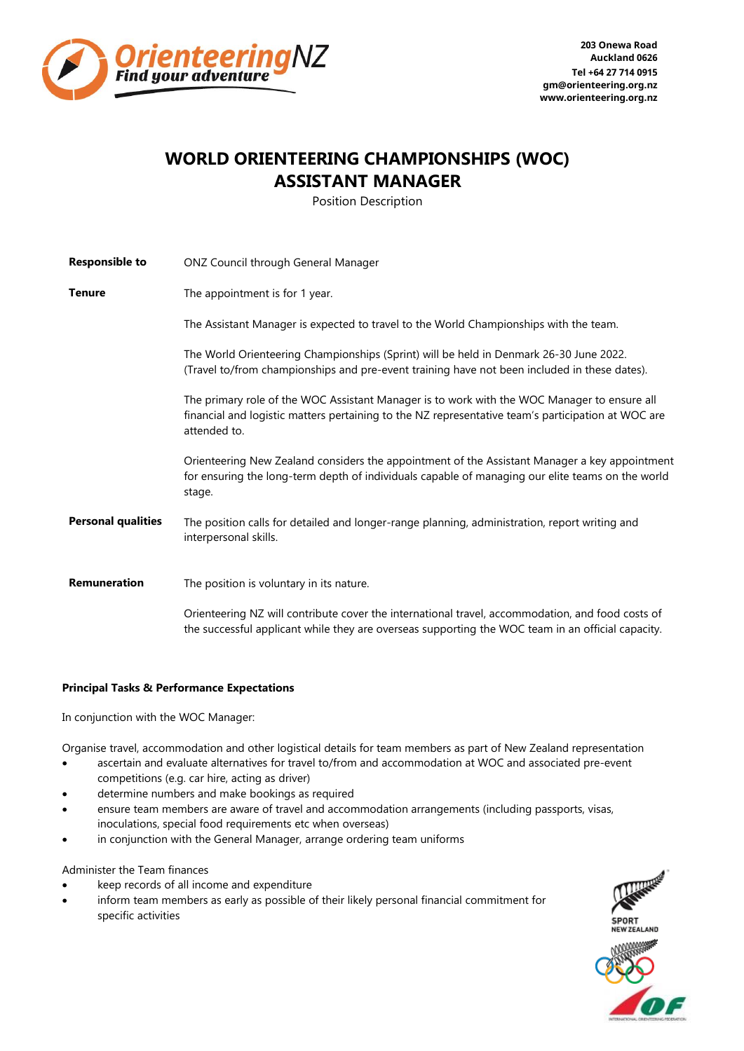203 Onewa Road
Auckland 0626
Tel +64 27 714 0915
gm@orienteering.org.nz
www.orienteering.org.nz

# WORLD ORIENTEERING CHAMPIONSHIPS (WOC) ASSISTANT MANAGER

Position Description

**Responsible to**

ONZ Council through General Manager

**Tenure**

The appointment is for 1 year.

The Assistant Manager is expected to travel to the World Championships with the team.

The World Orienteering Championships (Sprint) will be held in Denmark 26-30 June 2022. (Travel to/from championships and pre-event training have not been included in these dates).

The primary role of the WOC Assistant Manager is to work with the WOC Manager to ensure all financial and logistic matters pertaining to the NZ representative team's participation at WOC are attended to.

Orienteering New Zealand considers the appointment of the Assistant Manager a key appointment for ensuring the long-term depth of individuals capable of managing our elite teams on the world stage.

**Personal qualities**

The position calls for detailed and longer-range planning, administration, report writing and interpersonal skills.

**Remuneration**

The position is voluntary in its nature.

Orienteering NZ will contribute cover the international travel, accommodation, and food costs of the successful applicant while they are overseas supporting the WOC team in an official capacity.

**Principal Tasks & Performance Expectations**

In conjunction with the WOC Manager:

Organise travel, accommodation and other logistical details for team members as part of New Zealand representation

- ascertain and evaluate alternatives for travel to/from and accommodation at WOC and associated pre-event competitions (e.g. car hire, acting as driver)
- determine numbers and make bookings as required
- ensure team members are aware of travel and accommodation arrangements (including passports, visas, inoculations, special food requirements etc when overseas)
- in conjunction with the General Manager, arrange ordering team uniforms

Administer the Team finances

- keep records of all income and expenditure
- inform team members as early as possible of their likely personal financial commitment for specific activities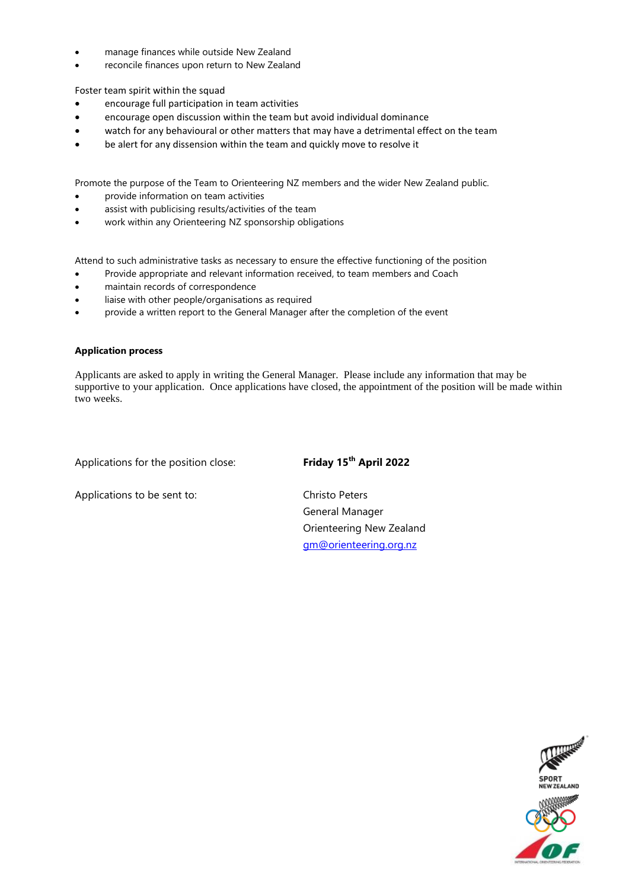- manage finances while outside New Zealand
- reconcile finances upon return to New Zealand

Foster team spirit within the squad

- encourage full participation in team activities
- encourage open discussion within the team but avoid individual dominance
- watch for any behavioural or other matters that may have a detrimental effect on the team
- be alert for any dissension within the team and quickly move to resolve it

Promote the purpose of the Team to Orienteering NZ members and the wider New Zealand public.

- provide information on team activities
- assist with publicising results/activities of the team
- work within any Orienteering NZ sponsorship obligations

Attend to such administrative tasks as necessary to ensure the effective functioning of the position

- Provide appropriate and relevant information received, to team members and Coach
- maintain records of correspondence
- liaise with other people/organisations as required
- provide a written report to the General Manager after the completion of the event

**Application process**

Applicants are asked to apply in writing the General Manager. Please include any information that may be supportive to your application. Once applications have closed, the appointment of the position will be made within two weeks.

Applications for the position close: **Friday 15th April 2022**

Applications to be sent to:

Christo Peters
General Manager
Orienteering New Zealand
gm@orienteering.org.nz